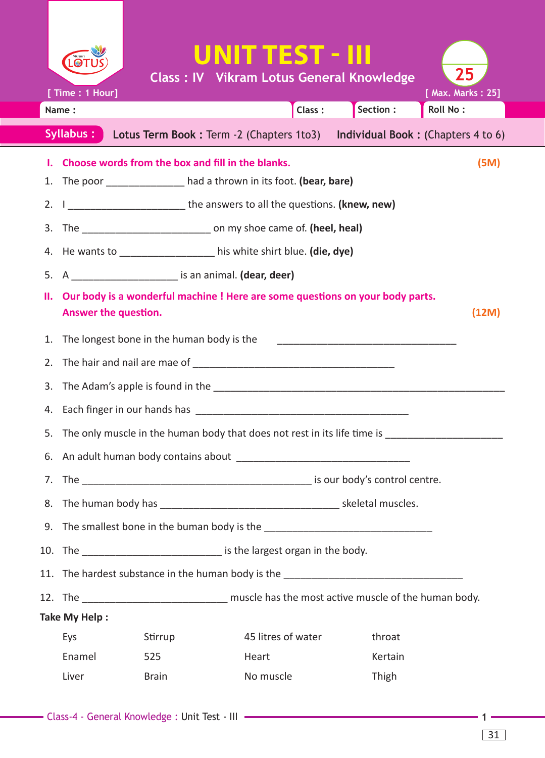# UNIT TEST - III

Class : IV Vikram Lotus General Knowledge

[ Time : 1 Hour] [ Max. Marks : 25]

| Name : | Class : | Section : | Roll No : |
|---|---|---|---|

**Syllabus :** **Lotus Term Book :** Term -2 (Chapters 1to3) **Individual Book :** (Chapters 4 to 6)

## I. Choose words from the box and fill in the blanks. (5M)

1. The poor ______________ had a thrown in its foot. **(bear, bare)**
2. I _____________________ the answers to all the questions. **(knew, new)**
3. The _______________________ on my shoe came of. **(heel, heal)**
4. He wants to _________________ his white shirt blue. **(die, dye)**
5. A ___________________ is an animal. **(dear, deer)**

## II. Our body is a wonderful machine ! Here are some questions on your body parts. Answer the question. (12M)

1. The longest bone in the human body is the ________________________________
2. The hair and nail are mae of ____________________________________
3. The Adam's apple is found in the ____________________________________________________
4. Each finger in our hands has ______________________________________
5. The only muscle in the human body that does not rest in its life time is _____________________
6. An adult human body contains about _______________________________
7. The _________________________________________ is our body's control centre.
8. The human body has ________________________________ skeletal muscles.
9. The smallest bone in the buman body is the ______________________________
10. The _________________________ is the largest organ in the body.
11. The hardest substance in the human body is the ________________________________
12. The __________________________ muscle has the most active muscle of the human body.

**Take My Help :**

| | | | |
|---|---|---|---|
| Eys | Stirrup | 45 litres of water | throat |
| Enamel | 525 | Heart | Kertain |
| Liver | Brain | No muscle | Thigh |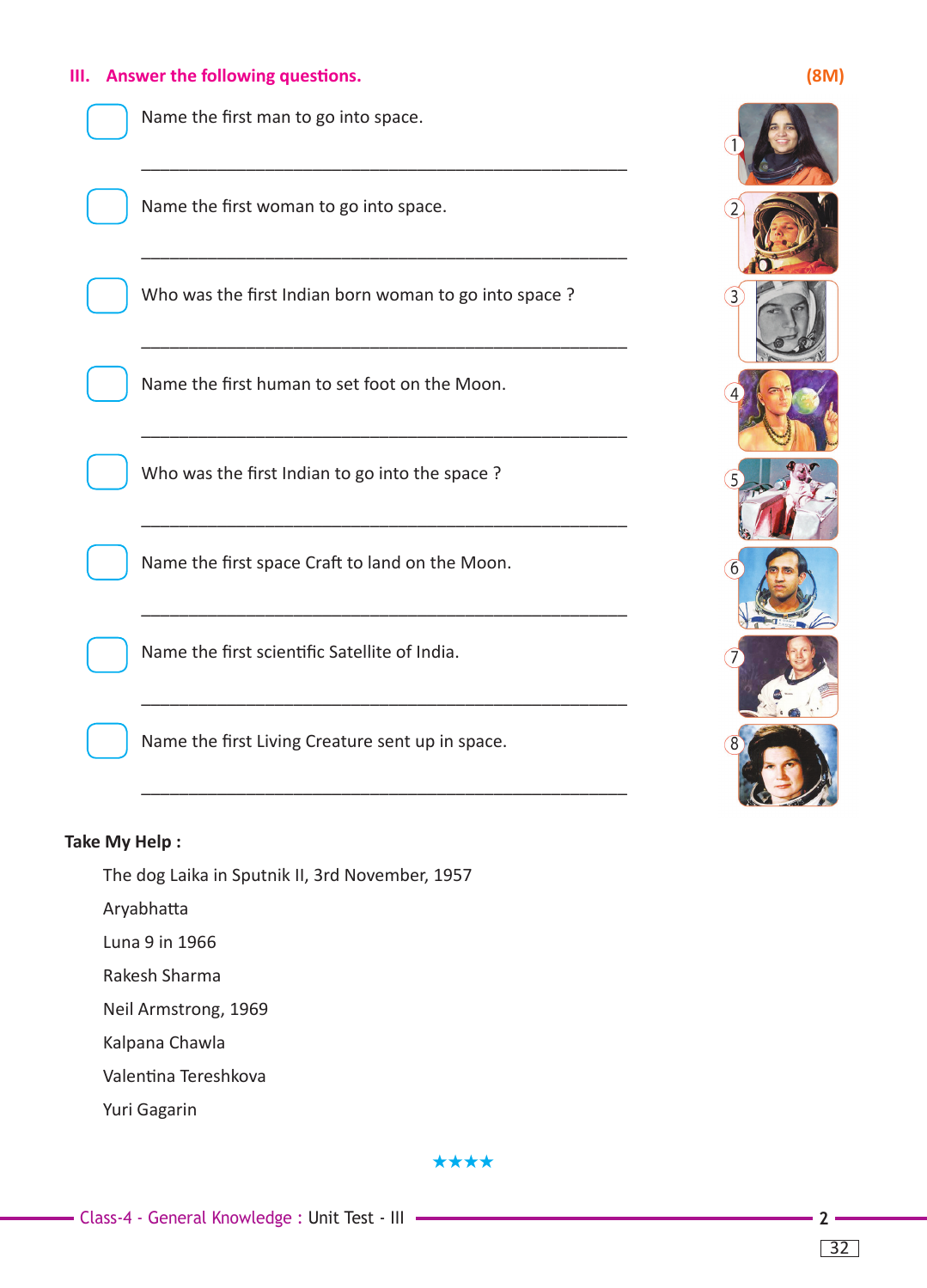## III. Answer the following questions. (8M)

☐ Name the first man to go into space.

\_\_\_\_\_\_\_\_\_\_\_\_\_\_\_\_\_\_\_\_\_\_\_\_\_\_\_\_\_\_\_\_\_\_\_\_\_\_\_\_\_\_\_\_\_\_

☐ Name the first woman to go into space.

\_\_\_\_\_\_\_\_\_\_\_\_\_\_\_\_\_\_\_\_\_\_\_\_\_\_\_\_\_\_\_\_\_\_\_\_\_\_\_\_\_\_\_\_\_\_

☐ Who was the first Indian born woman to go into space ?

\_\_\_\_\_\_\_\_\_\_\_\_\_\_\_\_\_\_\_\_\_\_\_\_\_\_\_\_\_\_\_\_\_\_\_\_\_\_\_\_\_\_\_\_\_\_

☐ Name the first human to set foot on the Moon.

\_\_\_\_\_\_\_\_\_\_\_\_\_\_\_\_\_\_\_\_\_\_\_\_\_\_\_\_\_\_\_\_\_\_\_\_\_\_\_\_\_\_\_\_\_\_

☐ Who was the first Indian to go into the space ?

\_\_\_\_\_\_\_\_\_\_\_\_\_\_\_\_\_\_\_\_\_\_\_\_\_\_\_\_\_\_\_\_\_\_\_\_\_\_\_\_\_\_\_\_\_\_

☐ Name the first space Craft to land on the Moon.

\_\_\_\_\_\_\_\_\_\_\_\_\_\_\_\_\_\_\_\_\_\_\_\_\_\_\_\_\_\_\_\_\_\_\_\_\_\_\_\_\_\_\_\_\_\_

☐ Name the first scientific Satellite of India.

\_\_\_\_\_\_\_\_\_\_\_\_\_\_\_\_\_\_\_\_\_\_\_\_\_\_\_\_\_\_\_\_\_\_\_\_\_\_\_\_\_\_\_\_\_\_

☐ Name the first Living Creature sent up in space.

\_\_\_\_\_\_\_\_\_\_\_\_\_\_\_\_\_\_\_\_\_\_\_\_\_\_\_\_\_\_\_\_\_\_\_\_\_\_\_\_\_\_\_\_\_\_

1
2
3
4
5
6
7
8

**Take My Help :**

The dog Laika in Sputnik II, 3rd November, 1957
Aryabhatta
Luna 9 in 1966
Rakesh Sharma
Neil Armstrong, 1969
Kalpana Chawla
Valentina Tereshkova
Yuri Gagarin

★★★★